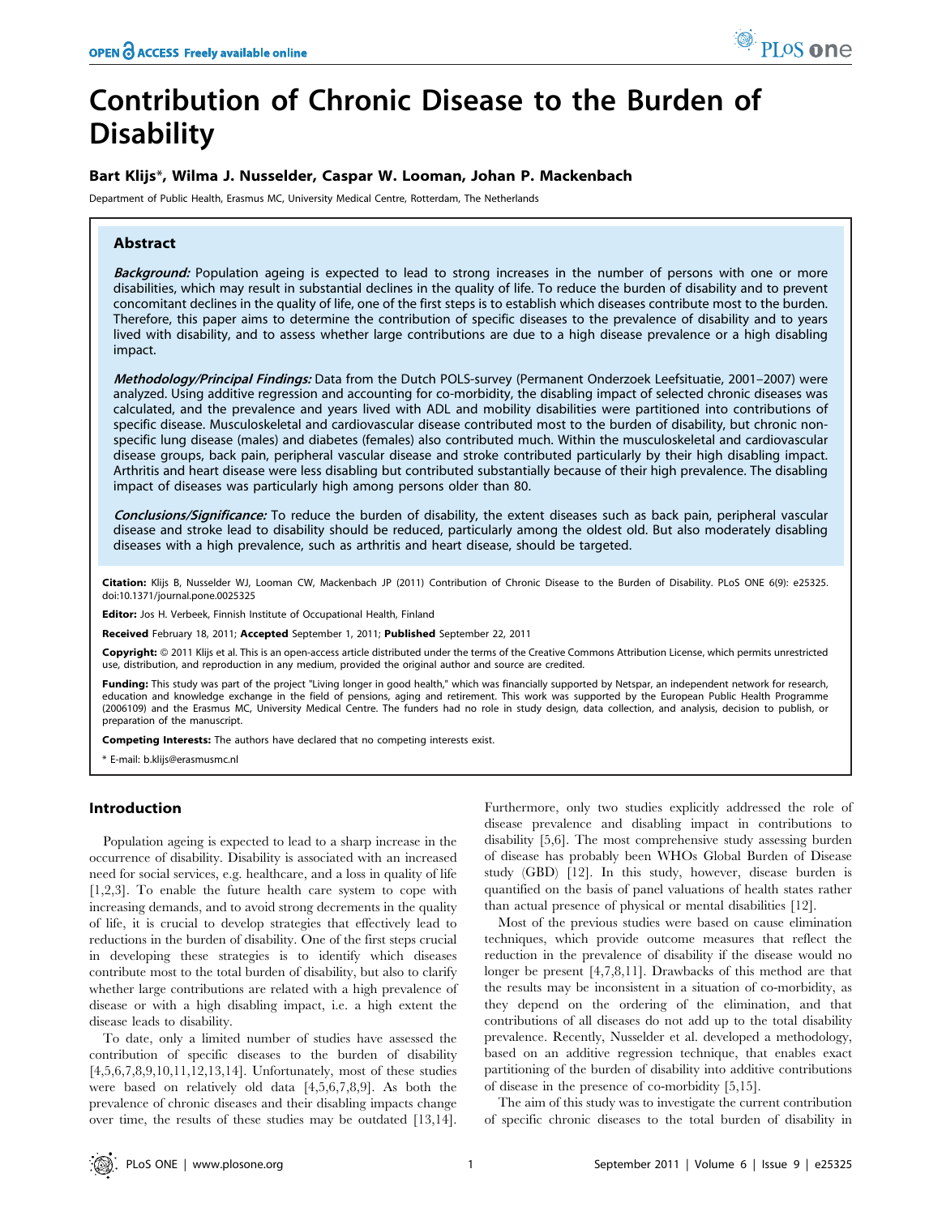# Contribution of Chronic Disease to the Burden of Disability

**Bart Klijs\*, Wilma J. Nusselder, Caspar W. Looman, Johan P. Mackenbach**

Department of Public Health, Erasmus MC, University Medical Centre, Rotterdam, The Netherlands

## Abstract

***Background:*** Population ageing is expected to lead to strong increases in the number of persons with one or more disabilities, which may result in substantial declines in the quality of life. To reduce the burden of disability and to prevent concomitant declines in the quality of life, one of the first steps is to establish which diseases contribute most to the burden. Therefore, this paper aims to determine the contribution of specific diseases to the prevalence of disability and to years lived with disability, and to assess whether large contributions are due to a high disease prevalence or a high disabling impact.

***Methodology/Principal Findings:*** Data from the Dutch POLS-survey (Permanent Onderzoek Leefsituatie, 2001–2007) were analyzed. Using additive regression and accounting for co-morbidity, the disabling impact of selected chronic diseases was calculated, and the prevalence and years lived with ADL and mobility disabilities were partitioned into contributions of specific disease. Musculoskeletal and cardiovascular disease contributed most to the burden of disability, but chronic non-specific lung disease (males) and diabetes (females) also contributed much. Within the musculoskeletal and cardiovascular disease groups, back pain, peripheral vascular disease and stroke contributed particularly by their high disabling impact. Arthritis and heart disease were less disabling but contributed substantially because of their high prevalence. The disabling impact of diseases was particularly high among persons older than 80.

***Conclusions/Significance:*** To reduce the burden of disability, the extent diseases such as back pain, peripheral vascular disease and stroke lead to disability should be reduced, particularly among the oldest old. But also moderately disabling diseases with a high prevalence, such as arthritis and heart disease, should be targeted.

**Citation:** Klijs B, Nusselder WJ, Looman CW, Mackenbach JP (2011) Contribution of Chronic Disease to the Burden of Disability. PLoS ONE 6(9): e25325. doi:10.1371/journal.pone.0025325

**Editor:** Jos H. Verbeek, Finnish Institute of Occupational Health, Finland

**Received** February 18, 2011; **Accepted** September 1, 2011; **Published** September 22, 2011

**Copyright:** © 2011 Klijs et al. This is an open-access article distributed under the terms of the Creative Commons Attribution License, which permits unrestricted use, distribution, and reproduction in any medium, provided the original author and source are credited.

**Funding:** This study was part of the project "Living longer in good health," which was financially supported by Netspar, an independent network for research, education and knowledge exchange in the field of pensions, aging and retirement. This work was supported by the European Public Health Programme (2006109) and the Erasmus MC, University Medical Centre. The funders had no role in study design, data collection, and analysis, decision to publish, or preparation of the manuscript.

**Competing Interests:** The authors have declared that no competing interests exist.

\* E-mail: b.klijs@erasmusmc.nl

## Introduction

Population ageing is expected to lead to a sharp increase in the occurrence of disability. Disability is associated with an increased need for social services, e.g. healthcare, and a loss in quality of life [1,2,3]. To enable the future health care system to cope with increasing demands, and to avoid strong decrements in the quality of life, it is crucial to develop strategies that effectively lead to reductions in the burden of disability. One of the first steps crucial in developing these strategies is to identify which diseases contribute most to the total burden of disability, but also to clarify whether large contributions are related with a high prevalence of disease or with a high disabling impact, i.e. a high extent the disease leads to disability.

To date, only a limited number of studies have assessed the contribution of specific diseases to the burden of disability [4,5,6,7,8,9,10,11,12,13,14]. Unfortunately, most of these studies were based on relatively old data [4,5,6,7,8,9]. As both the prevalence of chronic diseases and their disabling impacts change over time, the results of these studies may be outdated [13,14]. Furthermore, only two studies explicitly addressed the role of disease prevalence and disabling impact in contributions to disability [5,6]. The most comprehensive study assessing burden of disease has probably been WHOs Global Burden of Disease study (GBD) [12]. In this study, however, disease burden is quantified on the basis of panel valuations of health states rather than actual presence of physical or mental disabilities [12].

Most of the previous studies were based on cause elimination techniques, which provide outcome measures that reflect the reduction in the prevalence of disability if the disease would no longer be present [4,7,8,11]. Drawbacks of this method are that the results may be inconsistent in a situation of co-morbidity, as they depend on the ordering of the elimination, and that contributions of all diseases do not add up to the total disability prevalence. Recently, Nusselder et al. developed a methodology, based on an additive regression technique, that enables exact partitioning of the burden of disability into additive contributions of disease in the presence of co-morbidity [5,15].

The aim of this study was to investigate the current contribution of specific chronic diseases to the total burden of disability in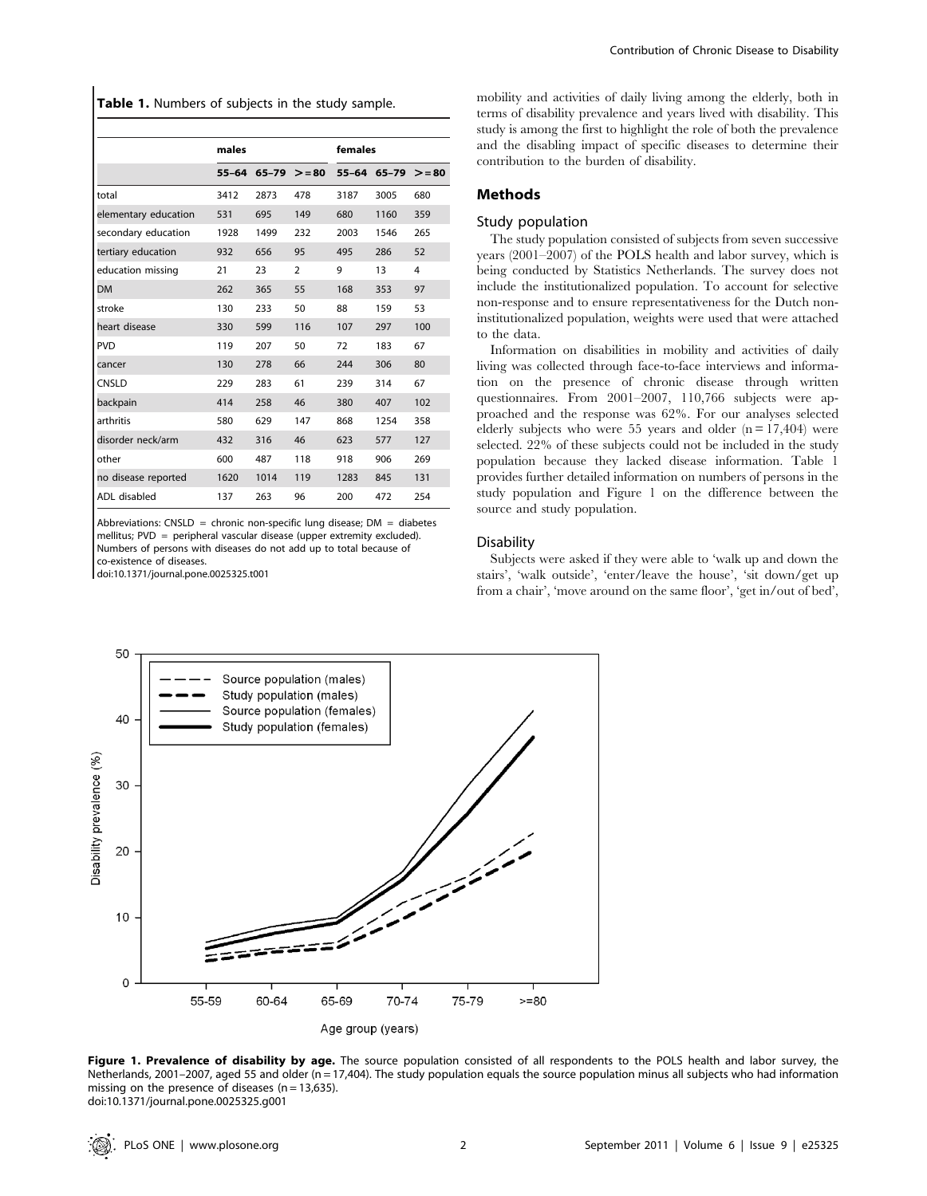**Table 1.** Numbers of subjects in the study sample.

| | males | | | females | | |
|---|---|---|---|---|---|---|
| | 55–64 | 65–79 | >=80 | 55–64 | 65–79 | >=80 |
| total | 3412 | 2873 | 478 | 3187 | 3005 | 680 |
| elementary education | 531 | 695 | 149 | 680 | 1160 | 359 |
| secondary education | 1928 | 1499 | 232 | 2003 | 1546 | 265 |
| tertiary education | 932 | 656 | 95 | 495 | 286 | 52 |
| education missing | 21 | 23 | 2 | 9 | 13 | 4 |
| DM | 262 | 365 | 55 | 168 | 353 | 97 |
| stroke | 130 | 233 | 50 | 88 | 159 | 53 |
| heart disease | 330 | 599 | 116 | 107 | 297 | 100 |
| PVD | 119 | 207 | 50 | 72 | 183 | 67 |
| cancer | 130 | 278 | 66 | 244 | 306 | 80 |
| CNSLD | 229 | 283 | 61 | 239 | 314 | 67 |
| backpain | 414 | 258 | 46 | 380 | 407 | 102 |
| arthritis | 580 | 629 | 147 | 868 | 1254 | 358 |
| disorder neck/arm | 432 | 316 | 46 | 623 | 577 | 127 |
| other | 600 | 487 | 118 | 918 | 906 | 269 |
| no disease reported | 1620 | 1014 | 119 | 1283 | 845 | 131 |
| ADL disabled | 137 | 263 | 96 | 200 | 472 | 254 |

Abbreviations: CNSLD = chronic non-specific lung disease; DM = diabetes mellitus; PVD = peripheral vascular disease (upper extremity excluded). Numbers of persons with diseases do not add up to total because of co-existence of diseases.
doi:10.1371/journal.pone.0025325.t001

mobility and activities of daily living among the elderly, both in terms of disability prevalence and years lived with disability. This study is among the first to highlight the role of both the prevalence and the disabling impact of specific diseases to determine their contribution to the burden of disability.

## Methods

### Study population

The study population consisted of subjects from seven successive years (2001–2007) of the POLS health and labor survey, which is being conducted by Statistics Netherlands. The survey does not include the institutionalized population. To account for selective non-response and to ensure representativeness for the Dutch non-institutionalized population, weights were used that were attached to the data.

Information on disabilities in mobility and activities of daily living was collected through face-to-face interviews and information on the presence of chronic disease through written questionnaires. From 2001–2007, 110,766 subjects were approached and the response was 62%. For our analyses selected elderly subjects who were 55 years and older (n = 17,404) were selected. 22% of these subjects could not be included in the study population because they lacked disease information. Table 1 provides further detailed information on numbers of persons in the study population and Figure 1 on the difference between the source and study population.

### Disability

Subjects were asked if they were able to 'walk up and down the stairs', 'walk outside', 'enter/leave the house', 'sit down/get up from a chair', 'move around on the same floor', 'get in/out of bed',

**Figure 1. Prevalence of disability by age.** The source population consisted of all respondents to the POLS health and labor survey, the Netherlands, 2001–2007, aged 55 and older (n = 17,404). The study population equals the source population minus all subjects who had information missing on the presence of diseases (n = 13,635).
doi:10.1371/journal.pone.0025325.g001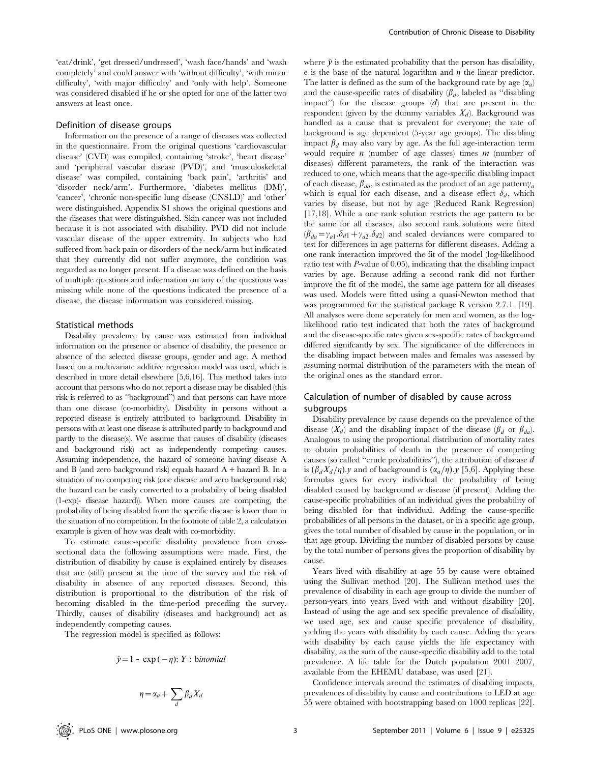'eat/drink', 'get dressed/undressed', 'wash face/hands' and 'wash completely' and could answer with 'without difficulty', 'with minor difficulty', 'with major difficulty' and 'only with help'. Someone was considered disabled if he or she opted for one of the latter two answers at least once.

### Definition of disease groups

Information on the presence of a range of diseases was collected in the questionnaire. From the original questions 'cardiovascular disease' (CVD) was compiled, containing 'stroke', 'heart disease' and 'peripheral vascular disease (PVD)', and 'musculoskeletal disease' was compiled, containing 'back pain', 'arthritis' and 'disorder neck/arm'. Furthermore, 'diabetes mellitus (DM)', 'cancer', 'chronic non-specific lung disease (CNSLD)' and 'other' were distinguished. Appendix S1 shows the original questions and the diseases that were distinguished. Skin cancer was not included because it is not associated with disability. PVD did not include vascular disease of the upper extremity. In subjects who had suffered from back pain or disorders of the neck/arm but indicated that they currently did not suffer anymore, the condition was regarded as no longer present. If a disease was defined on the basis of multiple questions and information on any of the questions was missing while none of the questions indicated the presence of a disease, the disease information was considered missing.

### Statistical methods

Disability prevalence by cause was estimated from individual information on the presence or absence of disability, the presence or absence of the selected disease groups, gender and age. A method based on a multivariate additive regression model was used, which is described in more detail elsewhere [5,6,16]. This method takes into account that persons who do not report a disease may be disabled (this risk is referred to as "background") and that persons can have more than one disease (co-morbidity). Disability in persons without a reported disease is entirely attributed to background. Disability in persons with at least one disease is attributed partly to background and partly to the disease(s). We assume that causes of disability (diseases and background risk) act as independently competing causes. Assuming independence, the hazard of someone having disease A and B (and zero background risk) equals hazard A + hazard B. In a situation of no competing risk (one disease and zero background risk) the hazard can be easily converted to a probability of being disabled (1-exp(- disease hazard)). When more causes are competing, the probability of being disabled from the specific disease is lower than in the situation of no competition. In the footnote of table 2, a calculation example is given of how was dealt with co-morbidity.

To estimate cause-specific disability prevalence from cross-sectional data the following assumptions were made. First, the distribution of disability by cause is explained entirely by diseases that are (still) present at the time of the survey and the risk of disability in absence of any reported diseases. Second, this distribution is proportional to the distribution of the risk of becoming disabled in the time-period preceding the survey. Thirdly, causes of disability (diseases and background) act as independently competing causes.

The regression model is specified as follows:

$$\hat{y} = 1 - \exp(-\eta);\ Y : binomial$$

$$\eta = \alpha_a + \sum_d \beta_d X_d$$

where $\hat{y}$ is the estimated probability that the person has disability, e is the base of the natural logarithm and $\eta$ the linear predictor. The latter is defined as the sum of the background rate by age ($\alpha_a$) and the cause-specific rates of disability ($\beta_d$, labeled as "disabling impact") for the disease groups ($d$) that are present in the respondent (given by the dummy variables $X_d$). Background was handled as a cause that is prevalent for everyone; the rate of background is age dependent (5-year age groups). The disabling impact $\beta_d$ may also vary by age. As the full age-interaction term would require $n$ (number of age classes) times $m$ (number of diseases) different parameters, the rank of the interaction was reduced to one, which means that the age-specific disabling impact of each disease, $\beta_{da}$, is estimated as the product of an age pattern $\gamma_a$ which is equal for each disease, and a disease effect $\delta_d$, which varies by disease, but not by age (Reduced Rank Regression) [17,18]. While a one rank solution restricts the age pattern to be the same for all diseases, also second rank solutions were fitted ($\beta_{da} = \gamma_{a1}.\delta_{d1} + \gamma_{a2}.\delta_{d2}$) and scaled deviances were compared to test for differences in age patterns for different diseases. Adding a one rank interaction improved the fit of the model (log-likelihood ratio test with $P$-value of 0.05), indicating that the disabling impact varies by age. Because adding a second rank did not further improve the fit of the model, the same age pattern for all diseases was used. Models were fitted using a quasi-Newton method that was programmed for the statistical package R version 2.7.1. [19]. All analyses were done seperately for men and women, as the log-likelihood ratio test indicated that both the rates of background and the disease-specific rates given sex-specific rates of background differed signifcantly by sex. The significance of the differences in the disabling impact between males and females was assessed by assuming normal distribution of the parameters with the mean of the original ones as the standard error.

### Calculation of number of disabled by cause across subgroups

Disability prevalence by cause depends on the prevalence of the disease ($X_d$) and the disabling impact of the disease ($\beta_d$ or $\beta_{da}$). Analogous to using the proportional distribution of mortality rates to obtain probabilities of death in the presence of competing causes (so called "crude probabilities"), the attribution of disease $d$ is $(\beta_d X_d/\eta).y$ and of background is $(\alpha_a/\eta).y$ [5,6]. Applying these formulas gives for every individual the probability of being disabled caused by background *or* disease (if present). Adding the cause-specific probabilities of an individual gives the probability of being disabled for that individual. Adding the cause-specific probabilities of all persons in the dataset, or in a specific age group, gives the total number of disabled by cause in the population, or in that age group. Dividing the number of disabled persons by cause by the total number of persons gives the proportion of disability by cause.

Years lived with disability at age 55 by cause were obtained using the Sullivan method [20]. The Sullivan method uses the prevalence of disability in each age group to divide the number of person-years into years lived with and without disability [20]. Instead of using the age and sex specific prevalence of disability, we used age, sex and cause specific prevalence of disability, yielding the years with disability by each cause. Adding the years with disability by each cause yields the life expectancy with disability, as the sum of the cause-specific disability add to the total prevalence. A life table for the Dutch population 2001–2007, available from the EHEMU database, was used [21].

Confidence intervals around the estimates of disabling impacts, prevalences of disability by cause and contributions to LED at age 55 were obtained with bootstrapping based on 1000 replicas [22].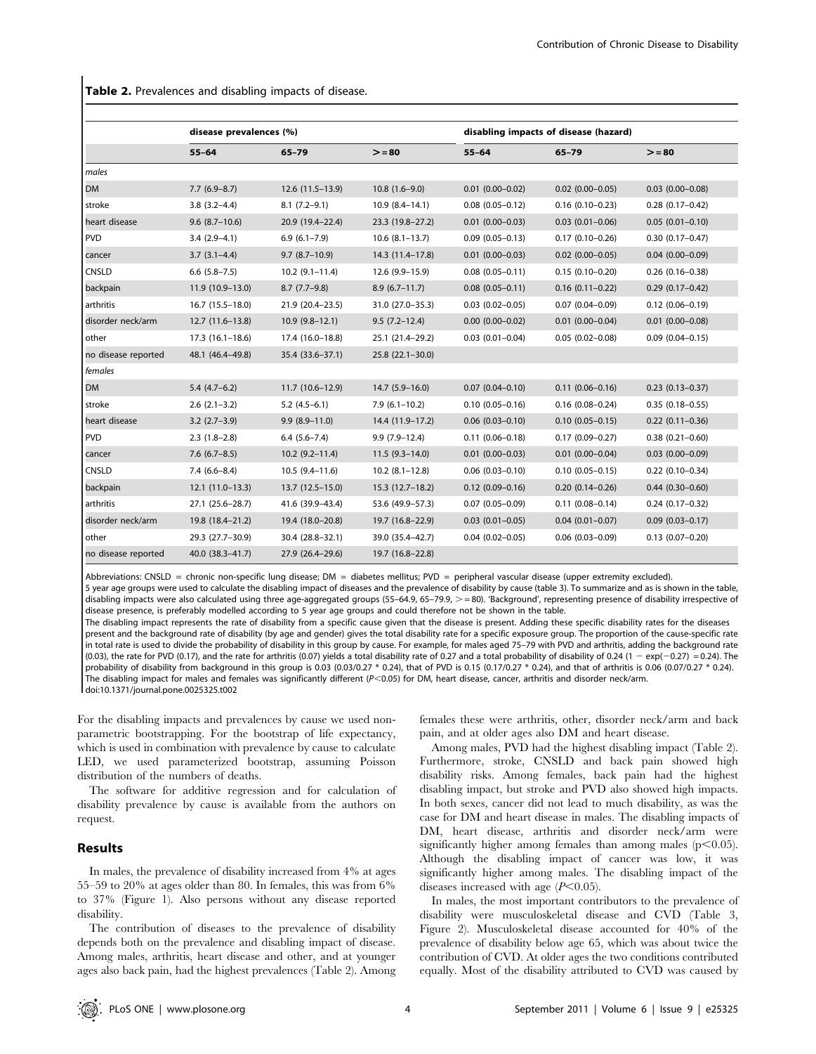**Table 2.** Prevalences and disabling impacts of disease.

| | disease prevalences (%) | | | disabling impacts of disease (hazard) | | |
|---|---|---|---|---|---|---|
| | 55–64 | 65–79 | >=80 | 55–64 | 65–79 | >=80 |
| *males* | | | | | | |
| DM | 7.7 (6.9–8.7) | 12.6 (11.5–13.9) | 10.8 (1.6–9.0) | 0.01 (0.00–0.02) | 0.02 (0.00–0.05) | 0.03 (0.00–0.08) |
| stroke | 3.8 (3.2–4.4) | 8.1 (7.2–9.1) | 10.9 (8.4–14.1) | 0.08 (0.05–0.12) | 0.16 (0.10–0.23) | 0.28 (0.17–0.42) |
| heart disease | 9.6 (8.7–10.6) | 20.9 (19.4–22.4) | 23.3 (19.8–27.2) | 0.01 (0.00–0.03) | 0.03 (0.01–0.06) | 0.05 (0.01–0.10) |
| PVD | 3.4 (2.9–4.1) | 6.9 (6.1–7.9) | 10.6 (8.1–13.7) | 0.09 (0.05–0.13) | 0.17 (0.10–0.26) | 0.30 (0.17–0.47) |
| cancer | 3.7 (3.1–4.4) | 9.7 (8.7–10.9) | 14.3 (11.4–17.8) | 0.01 (0.00–0.03) | 0.02 (0.00–0.05) | 0.04 (0.00–0.09) |
| CNSLD | 6.6 (5.8–7.5) | 10.2 (9.1–11.4) | 12.6 (9.9–15.9) | 0.08 (0.05–0.11) | 0.15 (0.10–0.20) | 0.26 (0.16–0.38) |
| backpain | 11.9 (10.9–13.0) | 8.7 (7.7–9.8) | 8.9 (6.7–11.7) | 0.08 (0.05–0.11) | 0.16 (0.11–0.22) | 0.29 (0.17–0.42) |
| arthritis | 16.7 (15.5–18.0) | 21.9 (20.4–23.5) | 31.0 (27.0–35.3) | 0.03 (0.02–0.05) | 0.07 (0.04–0.09) | 0.12 (0.06–0.19) |
| disorder neck/arm | 12.7 (11.6–13.8) | 10.9 (9.8–12.1) | 9.5 (7.2–12.4) | 0.00 (0.00–0.02) | 0.01 (0.00–0.04) | 0.01 (0.00–0.08) |
| other | 17.3 (16.1–18.6) | 17.4 (16.0–18.8) | 25.1 (21.4–29.2) | 0.03 (0.01–0.04) | 0.05 (0.02–0.08) | 0.09 (0.04–0.15) |
| no disease reported | 48.1 (46.4–49.8) | 35.4 (33.6–37.1) | 25.8 (22.1–30.0) | | | |
| *females* | | | | | | |
| DM | 5.4 (4.7–6.2) | 11.7 (10.6–12.9) | 14.7 (5.9–16.0) | 0.07 (0.04–0.10) | 0.11 (0.06–0.16) | 0.23 (0.13–0.37) |
| stroke | 2.6 (2.1–3.2) | 5.2 (4.5–6.1) | 7.9 (6.1–10.2) | 0.10 (0.05–0.16) | 0.16 (0.08–0.24) | 0.35 (0.18–0.55) |
| heart disease | 3.2 (2.7–3.9) | 9.9 (8.9–11.0) | 14.4 (11.9–17.2) | 0.06 (0.03–0.10) | 0.10 (0.05–0.15) | 0.22 (0.11–0.36) |
| PVD | 2.3 (1.8–2.8) | 6.4 (5.6–7.4) | 9.9 (7.9–12.4) | 0.11 (0.06–0.18) | 0.17 (0.09–0.27) | 0.38 (0.21–0.60) |
| cancer | 7.6 (6.7–8.5) | 10.2 (9.2–11.4) | 11.5 (9.3–14.0) | 0.01 (0.00–0.03) | 0.01 (0.00–0.04) | 0.03 (0.00–0.09) |
| CNSLD | 7.4 (6.6–8.4) | 10.5 (9.4–11.6) | 10.2 (8.1–12.8) | 0.06 (0.03–0.10) | 0.10 (0.05–0.15) | 0.22 (0.10–0.34) |
| backpain | 12.1 (11.0–13.3) | 13.7 (12.5–15.0) | 15.3 (12.7–18.2) | 0.12 (0.09–0.16) | 0.20 (0.14–0.26) | 0.44 (0.30–0.60) |
| arthritis | 27.1 (25.6–28.7) | 41.6 (39.9–43.4) | 53.6 (49.9–57.3) | 0.07 (0.05–0.09) | 0.11 (0.08–0.14) | 0.24 (0.17–0.32) |
| disorder neck/arm | 19.8 (18.4–21.2) | 19.4 (18.0–20.8) | 19.7 (16.8–22.9) | 0.03 (0.01–0.05) | 0.04 (0.01–0.07) | 0.09 (0.03–0.17) |
| other | 29.3 (27.7–30.9) | 30.4 (28.8–32.1) | 39.0 (35.4–42.7) | 0.04 (0.02–0.05) | 0.06 (0.03–0.09) | 0.13 (0.07–0.20) |
| no disease reported | 40.0 (38.3–41.7) | 27.9 (26.4–29.6) | 19.7 (16.8–22.8) | | | |

Abbreviations: CNSLD = chronic non-specific lung disease; DM = diabetes mellitus; PVD = peripheral vascular disease (upper extremity excluded).
5 year age groups were used to calculate the disabling impact of diseases and the prevalence of disability by cause (table 3). To summarize and as is shown in the table, disabling impacts were also calculated using three age-aggregated groups (55–64.9, 65–79.9, >= 80). 'Background', representing presence of disability irrespective of disease presence, is preferably modelled according to 5 year age groups and could therefore not be shown in the table.
The disabling impact represents the rate of disability from a specific cause given that the disease is present. Adding these specific disability rates for the diseases present and the background rate of disability (by age and gender) gives the total disability rate for a specific exposure group. The proportion of the cause-specific rate in total rate is used to divide the probability of disability in this group by cause. For example, for males aged 75–79 with PVD and arthritis, adding the background rate (0.03), the rate for PVD (0.17), and the rate for arthritis (0.07) yields a total disability rate of 0.27 and a total probability of disability of 0.24 ($1 - \exp(-0.27) = 0.24$). The probability of disability from background in this group is 0.03 (0.03/0.27 * 0.24), that of PVD is 0.15 (0.17/0.27 * 0.24), and that of arthritis is 0.06 (0.07/0.27 * 0.24). The disabling impact for males and females was significantly different ($P<0.05$) for DM, heart disease, cancer, arthritis and disorder neck/arm.
doi:10.1371/journal.pone.0025325.t002

For the disabling impacts and prevalences by cause we used non-parametric bootstrapping. For the bootstrap of life expectancy, which is used in combination with prevalence by cause to calculate LED, we used parameterized bootstrap, assuming Poisson distribution of the numbers of deaths.

The software for additive regression and for calculation of disability prevalence by cause is available from the authors on request.

## Results

In males, the prevalence of disability increased from 4% at ages 55–59 to 20% at ages older than 80. In females, this was from 6% to 37% (Figure 1). Also persons without any disease reported disability.

The contribution of diseases to the prevalence of disability depends both on the prevalence and disabling impact of disease. Among males, arthritis, heart disease and other, and at younger ages also back pain, had the highest prevalences (Table 2). Among females these were arthritis, other, disorder neck/arm and back pain, and at older ages also DM and heart disease.

Among males, PVD had the highest disabling impact (Table 2). Furthermore, stroke, CNSLD and back pain showed high disability risks. Among females, back pain had the highest disabling impact, but stroke and PVD also showed high impacts. In both sexes, cancer did not lead to much disability, as was the case for DM and heart disease in males. The disabling impacts of DM, heart disease, arthritis and disorder neck/arm were significantly higher among females than among males ($p<0.05$). Although the disabling impact of cancer was low, it was significantly higher among males. The disabling impact of the diseases increased with age ($P<0.05$).

In males, the most important contributors to the prevalence of disability were musculoskeletal disease and CVD (Table 3, Figure 2). Musculoskeletal disease accounted for 40% of the prevalence of disability below age 65, which was about twice the contribution of CVD. At older ages the two conditions contributed equally. Most of the disability attributed to CVD was caused by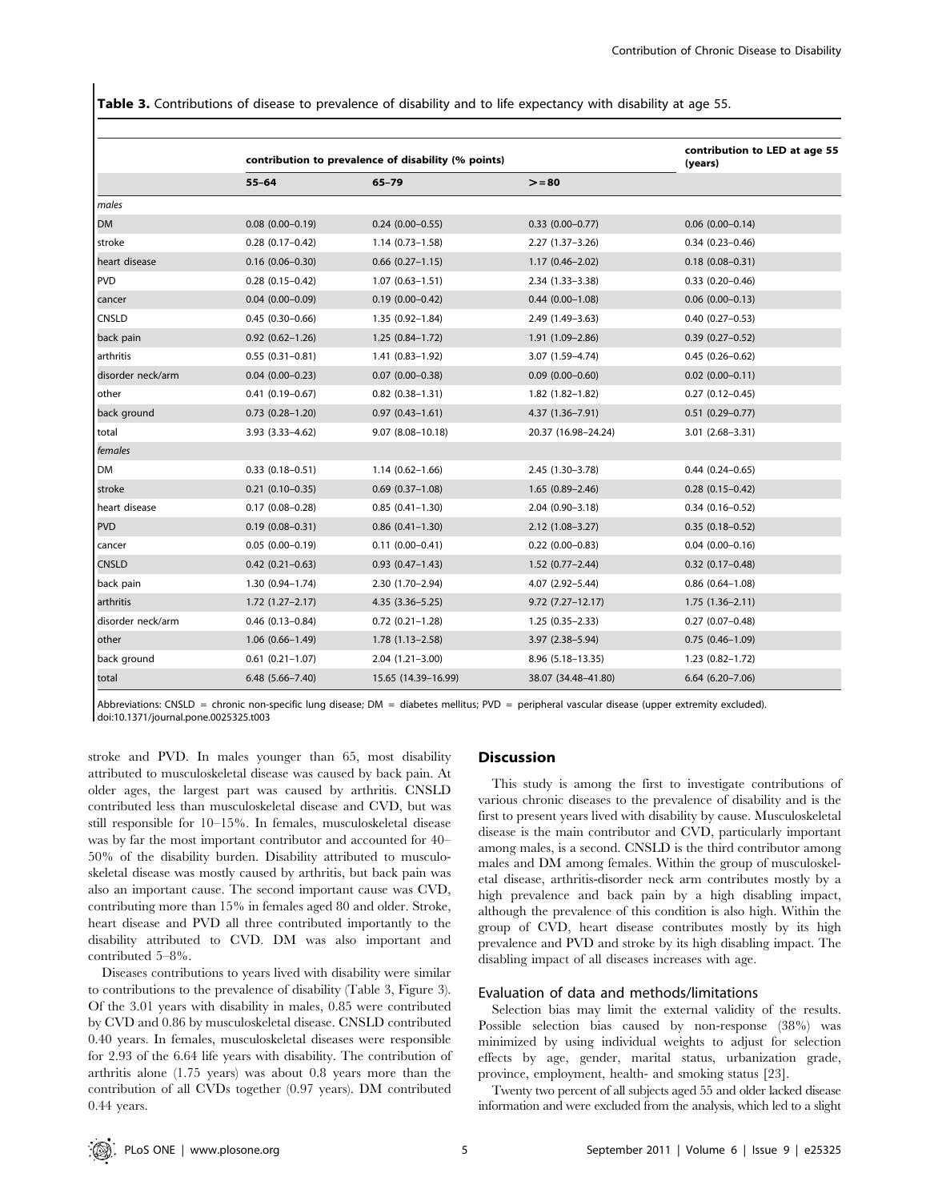**Table 3.** Contributions of disease to prevalence of disability and to life expectancy with disability at age 55.

| | contribution to prevalence of disability (% points) | | | contribution to LED at age 55 (years) |
|---|---|---|---|---|
| | 55–64 | 65–79 | >=80 | |
| *males* | | | | |
| DM | 0.08 (0.00–0.19) | 0.24 (0.00–0.55) | 0.33 (0.00–0.77) | 0.06 (0.00–0.14) |
| stroke | 0.28 (0.17–0.42) | 1.14 (0.73–1.58) | 2.27 (1.37–3.26) | 0.34 (0.23–0.46) |
| heart disease | 0.16 (0.06–0.30) | 0.66 (0.27–1.15) | 1.17 (0.46–2.02) | 0.18 (0.08–0.31) |
| PVD | 0.28 (0.15–0.42) | 1.07 (0.63–1.51) | 2.34 (1.33–3.38) | 0.33 (0.20–0.46) |
| cancer | 0.04 (0.00–0.09) | 0.19 (0.00–0.42) | 0.44 (0.00–1.08) | 0.06 (0.00–0.13) |
| CNSLD | 0.45 (0.30–0.66) | 1.35 (0.92–1.84) | 2.49 (1.49–3.63) | 0.40 (0.27–0.53) |
| back pain | 0.92 (0.62–1.26) | 1.25 (0.84–1.72) | 1.91 (1.09–2.86) | 0.39 (0.27–0.52) |
| arthritis | 0.55 (0.31–0.81) | 1.41 (0.83–1.92) | 3.07 (1.59–4.74) | 0.45 (0.26–0.62) |
| disorder neck/arm | 0.04 (0.00–0.23) | 0.07 (0.00–0.38) | 0.09 (0.00–0.60) | 0.02 (0.00–0.11) |
| other | 0.41 (0.19–0.67) | 0.82 (0.38–1.31) | 1.82 (1.82–1.82) | 0.27 (0.12–0.45) |
| back ground | 0.73 (0.28–1.20) | 0.97 (0.43–1.61) | 4.37 (1.36–7.91) | 0.51 (0.29–0.77) |
| total | 3.93 (3.33–4.62) | 9.07 (8.08–10.18) | 20.37 (16.98–24.24) | 3.01 (2.68–3.31) |
| *females* | | | | |
| DM | 0.33 (0.18–0.51) | 1.14 (0.62–1.66) | 2.45 (1.30–3.78) | 0.44 (0.24–0.65) |
| stroke | 0.21 (0.10–0.35) | 0.69 (0.37–1.08) | 1.65 (0.89–2.46) | 0.28 (0.15–0.42) |
| heart disease | 0.17 (0.08–0.28) | 0.85 (0.41–1.30) | 2.04 (0.90–3.18) | 0.34 (0.16–0.52) |
| PVD | 0.19 (0.08–0.31) | 0.86 (0.41–1.30) | 2.12 (1.08–3.27) | 0.35 (0.18–0.52) |
| cancer | 0.05 (0.00–0.19) | 0.11 (0.00–0.41) | 0.22 (0.00–0.83) | 0.04 (0.00–0.16) |
| CNSLD | 0.42 (0.21–0.63) | 0.93 (0.47–1.43) | 1.52 (0.77–2.44) | 0.32 (0.17–0.48) |
| back pain | 1.30 (0.94–1.74) | 2.30 (1.70–2.94) | 4.07 (2.92–5.44) | 0.86 (0.64–1.08) |
| arthritis | 1.72 (1.27–2.17) | 4.35 (3.36–5.25) | 9.72 (7.27–12.17) | 1.75 (1.36–2.11) |
| disorder neck/arm | 0.46 (0.13–0.84) | 0.72 (0.21–1.28) | 1.25 (0.35–2.33) | 0.27 (0.07–0.48) |
| other | 1.06 (0.66–1.49) | 1.78 (1.13–2.58) | 3.97 (2.38–5.94) | 0.75 (0.46–1.09) |
| back ground | 0.61 (0.21–1.07) | 2.04 (1.21–3.00) | 8.96 (5.18–13.35) | 1.23 (0.82–1.72) |
| total | 6.48 (5.66–7.40) | 15.65 (14.39–16.99) | 38.07 (34.48–41.80) | 6.64 (6.20–7.06) |

Abbreviations: CNSLD = chronic non-specific lung disease; DM = diabetes mellitus; PVD = peripheral vascular disease (upper extremity excluded).
doi:10.1371/journal.pone.0025325.t003

stroke and PVD. In males younger than 65, most disability attributed to musculoskeletal disease was caused by back pain. At older ages, the largest part was caused by arthritis. CNSLD contributed less than musculoskeletal disease and CVD, but was still responsible for 10–15%. In females, musculoskeletal disease was by far the most important contributor and accounted for 40–50% of the disability burden. Disability attributed to musculoskeletal disease was mostly caused by arthritis, but back pain was also an important cause. The second important cause was CVD, contributing more than 15% in females aged 80 and older. Stroke, heart disease and PVD all three contributed importantly to the disability attributed to CVD. DM was also important and contributed 5–8%.

Diseases contributions to years lived with disability were similar to contributions to the prevalence of disability (Table 3, Figure 3). Of the 3.01 years with disability in males, 0.85 were contributed by CVD and 0.86 by musculoskeletal disease. CNSLD contributed 0.40 years. In females, musculoskeletal diseases were responsible for 2.93 of the 6.64 life years with disability. The contribution of arthritis alone (1.75 years) was about 0.8 years more than the contribution of all CVDs together (0.97 years). DM contributed 0.44 years.

## Discussion

This study is among the first to investigate contributions of various chronic diseases to the prevalence of disability and is the first to present years lived with disability by cause. Musculoskeletal disease is the main contributor and CVD, particularly important among males, is a second. CNSLD is the third contributor among males and DM among females. Within the group of musculoskeletal disease, arthritis-disorder neck arm contributes mostly by a high prevalence and back pain by a high disabling impact, although the prevalence of this condition is also high. Within the group of CVD, heart disease contributes mostly by its high prevalence and PVD and stroke by its high disabling impact. The disabling impact of all diseases increases with age.

### Evaluation of data and methods/limitations

Selection bias may limit the external validity of the results. Possible selection bias caused by non-response (38%) was minimized by using individual weights to adjust for selection effects by age, gender, marital status, urbanization grade, province, employment, health- and smoking status [23].

Twenty two percent of all subjects aged 55 and older lacked disease information and were excluded from the analysis, which led to a slight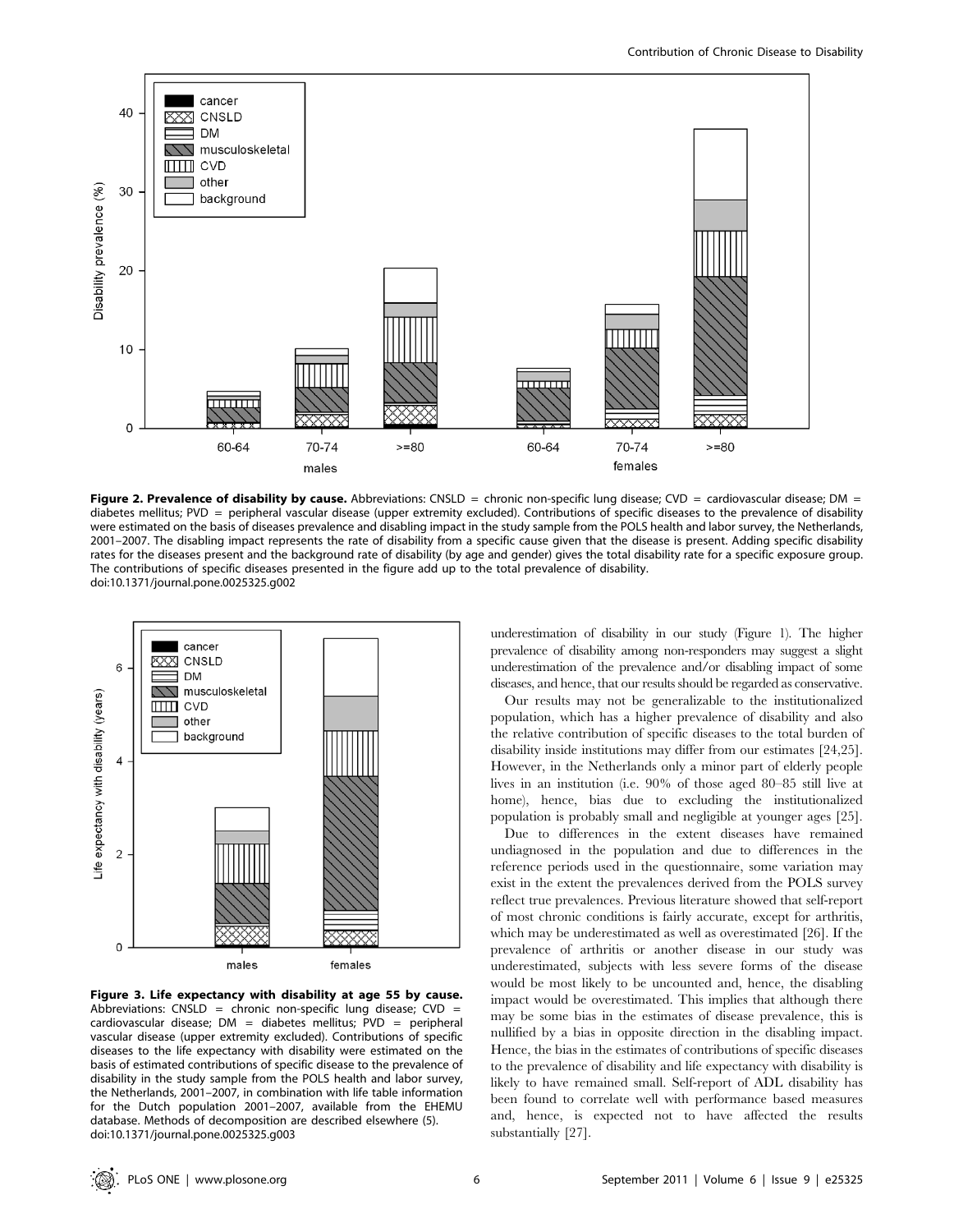**Figure 2. Prevalence of disability by cause.** Abbreviations: CNSLD = chronic non-specific lung disease; CVD = cardiovascular disease; DM = diabetes mellitus; PVD = peripheral vascular disease (upper extremity excluded). Contributions of specific diseases to the prevalence of disability were estimated on the basis of diseases prevalence and disabling impact in the study sample from the POLS health and labor survey, the Netherlands, 2001–2007. The disabling impact represents the rate of disability from a specific cause given that the disease is present. Adding specific disability rates for the diseases present and the background rate of disability (by age and gender) gives the total disability rate for a specific exposure group. The contributions of specific diseases presented in the figure add up to the total prevalence of disability.
doi:10.1371/journal.pone.0025325.g002

**Figure 3. Life expectancy with disability at age 55 by cause.** Abbreviations: CNSLD = chronic non-specific lung disease; CVD = cardiovascular disease; DM = diabetes mellitus; PVD = peripheral vascular disease (upper extremity excluded). Contributions of specific diseases to the life expectancy with disability were estimated on the basis of estimated contributions of specific disease to the prevalence of disability in the study sample from the POLS health and labor survey, the Netherlands, 2001–2007, in combination with life table information for the Dutch population 2001–2007, available from the EHEMU database. Methods of decomposition are described elsewhere (5).
doi:10.1371/journal.pone.0025325.g003

underestimation of disability in our study (Figure 1). The higher prevalence of disability among non-responders may suggest a slight underestimation of the prevalence and/or disabling impact of some diseases, and hence, that our results should be regarded as conservative.

Our results may not be generalizable to the institutionalized population, which has a higher prevalence of disability and also the relative contribution of specific diseases to the total burden of disability inside institutions may differ from our estimates [24,25]. However, in the Netherlands only a minor part of elderly people lives in an institution (i.e. 90% of those aged 80–85 still live at home), hence, bias due to excluding the institutionalized population is probably small and negligible at younger ages [25].

Due to differences in the extent diseases have remained undiagnosed in the population and due to differences in the reference periods used in the questionnaire, some variation may exist in the extent the prevalences derived from the POLS survey reflect true prevalences. Previous literature showed that self-report of most chronic conditions is fairly accurate, except for arthritis, which may be underestimated as well as overestimated [26]. If the prevalence of arthritis or another disease in our study was underestimated, subjects with less severe forms of the disease would be most likely to be uncounted and, hence, the disabling impact would be overestimated. This implies that although there may be some bias in the estimates of disease prevalence, this is nullified by a bias in opposite direction in the disabling impact. Hence, the bias in the estimates of contributions of specific diseases to the prevalence of disability and life expectancy with disability is likely to have remained small. Self-report of ADL disability has been found to correlate well with performance based measures and, hence, is expected not to have affected the results substantially [27].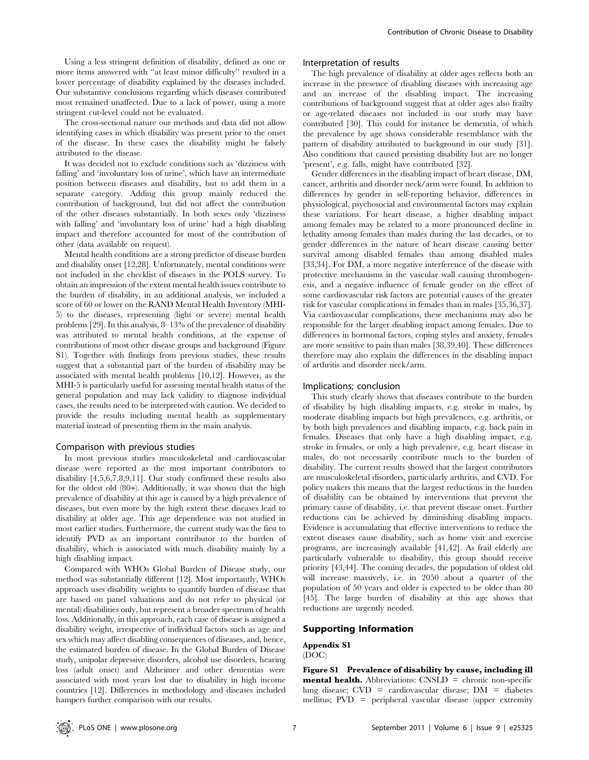Using a less stringent definition of disability, defined as one or more items answered with "at least minor difficulty" resulted in a lower percentage of disability explained by the diseases included. Our substantive conclusions regarding which diseases contributed most remained unaffected. Due to a lack of power, using a more stringent cut-level could not be evaluated.

The cross-sectional nature our methods and data did not allow identifying cases in which disability was present prior to the onset of the disease. In these cases the disability might be falsely attributed to the disease.

It was decided not to exclude conditions such as 'dizziness with falling' and 'involuntary loss of urine', which have an intermediate position between diseases and disability, but to add them in a separate category. Adding this group mainly reduced the contribution of background, but did not affect the contribution of the other diseases substantially. In both sexes only 'dizziness with falling' and 'involuntary loss of urine' had a high disabling impact and therefore accounted for most of the contribution of other (data available on request).

Mental health conditions are a strong predictor of disease burden and disability onset [12,28]. Unfortunately, mental conditions were not included in the checklist of diseases in the POLS survey. To obtain an impression of the extent mental health issues contribute to the burden of disability, in an additional analysis, we included a score of 60 or lower on the RAND Mental Health Inventory (MHI-5) to the diseases, representing (light or severe) mental health problems [29]. In this analysis, 8–13% of the prevalence of disability was attributed to mental health conditions, at the expense of contributions of most other disease groups and background (Figure S1). Together with findings from previous studies, these results suggest that a substantial part of the burden of disability may be associated with mental health problems [10,12]. However, as the MHI-5 is particularly useful for assessing mental health status of the general population and may lack validity to diagnose individual cases, the results need to be interpreted with caution. We decided to provide the results including mental health as supplementary material instead of presenting them in the main analysis.

### Comparison with previous studies

In most previous studies musculoskeletal and cardiovascular disease were reported as the most important contributors to disability [4,5,6,7,8,9,11]. Our study confirmed these results also for the oldest old (80+). Additionally, it was shown that the high prevalence of disability at this age is caused by a high prevalence of diseases, but even more by the high extent these diseases lead to disability at older age. This age dependence was not studied in most earlier studies. Furthermore, the current study was the first to identify PVD as an important contributor to the burden of disability, which is associated with much disability mainly by a high disabling impact.

Compared with WHOs Global Burden of Disease study, our method was substantially different [12]. Most importantly, WHOs approach uses disability weights to quantify burden of disease that are based on panel valuations and do not refer to physical (or mental) disabilities only, but represent a broader spectrum of health loss. Additionally, in this approach, each case of disease is assigned a disability weight, irrespective of individual factors such as age and sex which may affect disabling consequences of diseases, and, hence, the estimated burden of disease. In the Global Burden of Disease study, unipolar depressive disorders, alcohol use disorders, hearing loss (adult onset) and Alzheimer and other dementias were associated with most years lost due to disability in high income countries [12]. Differences in methodology and diseases included hampers further comparison with our results.

### Interpretation of results

The high prevalence of disability at older ages reflects both an increase in the presence of disabling diseases with increasing age and an increase of the disabling impact. The increasing contributions of background suggest that at older ages also frailty or age-related diseases not included in our study may have contributed [30]. This could for instance be dementia, of which the prevalence by age shows considerable resemblance with the pattern of disability attributed to background in our study [31]. Also conditions that caused persisting disability but are no longer 'present', e.g. falls, might have contributed [32].

Gender differences in the disabling impact of heart disease, DM, cancer, arthritis and disorder neck/arm were found. In addition to differences by gender in self-reporting behavior, differences in physiological, psychosocial and environmental factors may explain these variations. For heart disease, a higher disabling impact among females may be related to a more pronounced decline in lethality among females than males during the last decades, or to gender differences in the nature of heart disease causing better survival among disabled females than among disabled males [33,34]. For DM, a more negative interference of the disease with protective mechanisms in the vascular wall causing thrombogenesis, and a negative influence of female gender on the effect of some cardiovascular risk factors are potential causes of the greater risk for vascular complications in females than in males [35,36,37]. Via cardiovascular complications, these mechanisms may also be responsible for the larger disabling impact among females. Due to differences in hormonal factors, coping styles and anxiety, females are more sensitive to pain than males [38,39,40]. These differences therefore may also explain the differences in the disabling impact of arthritis and disorder neck/arm.

### Implications; conclusion

This study clearly shows that diseases contribute to the burden of disability by high disabling impacts, e.g. stroke in males, by moderate disabling impacts but high prevalences, e.g. arthritis, or by both high prevalences and disabling impacts, e.g. back pain in females. Diseases that only have a high disabling impact, e.g. stroke in females, or only a high prevalence, e.g. heart disease in males, do not necessarily contribute much to the burden of disability. The current results showed that the largest contributors are musculoskeletal disorders, particularly arthritis, and CVD. For policy makers this means that the largest reductions in the burden of disability can be obtained by interventions that prevent the primary cause of disability, i.e. that prevent disease onset. Further reductions can be achieved by diminishing disabling impacts. Evidence is accumulating that effective interventions to reduce the extent diseases cause disability, such as home visit and exercise programs, are increasingly available [41,42]. As frail elderly are particularly vulnerable to disability, this group should receive priority [43,44]. The coming decades, the population of oldest old will increase massively, i.e. in 2050 about a quarter of the population of 50 years and older is expected to be older than 80 [45]. The large burden of disability at this age shows that reductions are urgently needed.

## Supporting Information

**Appendix S1**
(DOC)

**Figure S1 Prevalence of disability by cause, including ill mental health.** Abbreviations: CNSLD = chronic non-specific lung disease; CVD = cardiovascular disease; DM = diabetes mellitus; PVD = peripheral vascular disease (upper extremity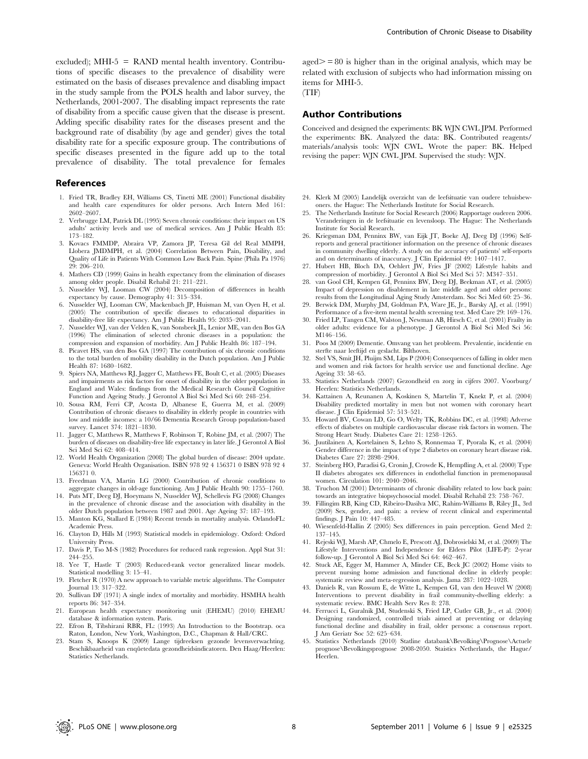excluded); MHI-5 = RAND mental health inventory. Contributions of specific diseases to the prevalence of disability were estimated on the basis of diseases prevalence and disabling impact in the study sample from the POLS health and labor survey, the Netherlands, 2001-2007. The disabling impact represents the rate of disability from a specific cause given that the disease is present. Adding specific disability rates for the diseases present and the background rate of disability (by age and gender) gives the total disability rate for a specific exposure group. The contributions of specific diseases presented in the figure add up to the total prevalence of disability. The total prevalence for females aged>=80 is higher than in the original analysis, which may be related with exclusion of subjects who had information missing on items for MHI-5.
(TIF)

## Author Contributions

Conceived and designed the experiments: BK WJN CWL JPM. Performed the experiments: BK. Analyzed the data: BK. Contributed reagents/materials/analysis tools: WJN CWL. Wrote the paper: BK. Helped revising the paper: WJN CWL JPM. Supervised the study: WJN.

## References

1. Fried TR, Bradley EH, Williams CS, Tinetti ME (2001) Functional disability and health care expenditures for older persons. Arch Intern Med 161: 2602–2607.
2. Verbrugge LM, Patrick DL (1995) Seven chronic conditions: their impact on US adults' activity levels and use of medical services. Am J Public Health 85: 173–182.
3. Kovacs FMMDP, Abraira VP, Zamora JP, Teresa Gil del Real MMPH, Llobera JMDMPH, et al. (2004) Correlation Between Pain, Disability, and Quality of Life in Patients With Common Low Back Pain. Spine (Phila Pa 1976) 29: 206–210.
4. Mathers CD (1999) Gains in health expectancy from the elimination of diseases among older people. Disabil Rehabil 21: 211–221.
5. Nusselder WJ, Looman CW (2004) Decomposition of differences in health expectancy by cause. Demography 41: 315–334.
6. Nusselder WJ, Looman CW, Mackenbach JP, Huisman M, van Oyen H, et al. (2005) The contribution of specific diseases to educational disparities in disability-free life expectancy. Am J Public Health 95: 2035–2041.
7. Nusselder WJ, van der Velden K, van Sonsbeek JL, Lenior ME, van den Bos GA (1996) The elimination of selected chronic diseases in a population: the compression and expansion of morbidity. Am J Public Health 86: 187–194.
8. Picavet HS, van den Bos GA (1997) The contribution of six chronic conditions to the total burden of mobility disability in the Dutch population. Am J Public Health 87: 1680–1682.
9. Spiers NA, Matthews RJ, Jagger C, Matthews FE, Boult C, et al. (2005) Diseases and impairments as risk factors for onset of disability in the older population in England and Wales: findings from the Medical Research Council Cognitive Function and Ageing Study. J Gerontol A Biol Sci Med Sci 60: 248–254.
10. Sousa RM, Ferri CP, Acosta D, Albanese E, Guerra M, et al. (2009) Contribution of chronic diseases to disability in elderly people in countries with low and middle incomes: a 10/66 Dementia Research Group population-based survey. Lancet 374: 1821–1830.
11. Jagger C, Matthews R, Matthews F, Robinson T, Robine JM, et al. (2007) The burden of diseases on disability-free life expectancy in later life. J Gerontol A Biol Sci Med Sci 62: 408–414.
12. World Health Organization (2008) The global burden of disease: 2004 update. Geneva: World Health Organisation. ISBN 978 92 4 156371 0 ISBN 978 92 4 156371 0.
13. Freedman VA, Martin LG (2000) Contribution of chronic conditions to aggregate changes in old-age functioning. Am J Public Health 90: 1755–1760.
14. Puts MT, Deeg DJ, Hoeymans N, Nusselder WJ, Schellevis FG (2008) Changes in the prevalence of chronic disease and the association with disability in the older Dutch population between 1987 and 2001. Age Ageing 37: 187–193.
15. Manton KG, Stallard E (1984) Recent trends in mortality analysis. OrlandoFL: Academic Press.
16. Clayton D, Hills M (1993) Statistical models in epidemiology. Oxford: Oxford University Press.
17. Davis P, Tso M-S (1982) Procedures for reduced rank regression. Appl Stat 31: 244–255.
18. Yee T, Hastle T (2003) Reduced-rank vector generalized linear models. Statistical modelling 3: 15–41.
19. Fletcher R (1970) A new approach to variable metric algorithms. The Computer Journal 13: 317–322.
20. Sullivan DF (1971) A single index of mortality and morbidity. HSMHA health reports 86: 347–354.
21. European health expectancy monitoring unit (EHEMU) (2010) EHEMU database & information system. Paris.
22. Efron B, Tibshirani RBR, FL: (1993) An Introduction to the Bootstrap. oca Raton, London, New York, Washington, D.C., Chapman & Hall/CRC.
23. Stam S, Knoops K (2009) Lange tijdreeksen gezonde levensverwachting. Beschikbaarheid van enquêtedata gezondheidsindicatoren. Den Haag/Heerlen: Statistics Netherlands.
24. Klerk M (2005) Landelijk overzicht van de leefsituatie van oudere tehuisbewoners. the Hague: The Netherlands Institute for Social Research.
25. The Netherlands Institute for Social Research (2006) Rapportage ouderen 2006. Veranderingen in de leefsituatie en levensloop. The Hague: The Netherlands Institute for Social Research.
26. Kriegsman DM, Penninx BW, van Eijk JT, Boeke AJ, Deeg DJ (1996) Self-reports and general practitioner information on the presence of chronic diseases in community dwelling elderly. A study on the accuracy of patients' self-reports and on determinants of inaccuracy. J Clin Epidemiol 49: 1407–1417.
27. Hubert HB, Bloch DA, Oehlert JW, Fries JF (2002) Lifestyle habits and compression of morbidity. J Gerontol A Biol Sci Med Sci 57: M347–351.
28. van Gool CH, Kempen GI, Penninx BW, Deeg DJ, Beekman AT, et al. (2005) Impact of depression on disablement in late middle aged and older persons: results from the Longitudinal Aging Study Amsterdam. Soc Sci Med 60: 25–36.
29. Berwick DM, Murphy JM, Goldman PA, Ware JE, Jr., Barsky AJ, et al. (1991) Performance of a five-item mental health screening test. Med Care 29: 169–176.
30. Fried LP, Tangen CM, Walston J, Newman AB, Hirsch C, et al. (2001) Frailty in older adults: evidence for a phenotype. J Gerontol A Biol Sci Med Sci 56: M146–156.
31. Poos M (2009) Dementie. Omvang van het probleem. Prevalentie, incidentie en sterfte naar leeftijd en geslacht. Bilthoven.
32. Stel VS, Smit JH, Pluijm SM, Lips P (2004) Consequences of falling in older men and women and risk factors for health service use and functional decline. Age Ageing 33: 58–65.
33. Statistics Netherlands (2007) Gezondheid en zorg in cijfers 2007. Voorburg/Heerlen: Statistics Netherlands.
34. Kattainen A, Reunanen A, Koskinen S, Martelin T, Knekt P, et al. (2004) Disability predicted mortality in men but not women with coronary heart disease. J Clin Epidemiol 57: 513–521.
35. Howard BV, Cowan LD, Go O, Welty TK, Robbins DC, et al. (1998) Adverse effects of diabetes on multiple cardiovascular disease risk factors in women. The Strong Heart Study. Diabetes Care 21: 1258–1265.
36. Juutilainen A, Kortelainen S, Lehto S, Ronnemaa T, Pyorala K, et al. (2004) Gender difference in the impact of type 2 diabetes on coronary heart disease risk. Diabetes Care 27: 2898–2904.
37. Steinberg HO, Paradisi G, Cronin J, Crowde K, Hempfling A, et al. (2000) Type II diabetes abrogates sex differences in endothelial function in premenopausal women. Circulation 101: 2040–2046.
38. Truchon M (2001) Determinants of chronic disability related to low back pain: towards an integrative biopsychosocial model. Disabil Rehabil 23: 758–767.
39. Fillingim RB, King CD, Ribeiro-Dasilva MC, Rahim-Williams B, Riley JL, 3rd (2009) Sex, gender, and pain: a review of recent clinical and experimental findings. J Pain 10: 447–485.
40. Wiesenfeld-Hallin Z (2005) Sex differences in pain perception. Gend Med 2: 137–145.
41. Rejeski WJ, Marsh AP, Chmelo E, Prescott AJ, Dobrosielski M, et al. (2009) The Lifestyle Interventions and Independence for Elders Pilot (LIFE-P): 2-year follow-up. J Gerontol A Biol Sci Med Sci 64: 462–467.
42. Stuck AE, Egger M, Hammer A, Minder CE, Beck JC (2002) Home visits to prevent nursing home admission and functional decline in elderly people: systematic review and meta-regression analysis. Jama 287: 1022–1028.
43. Daniels R, van Rossum E, de Witte L, Kempen GI, van den Heuvel W (2008) Interventions to prevent disability in frail community-dwelling elderly: a systematic review. BMC Health Serv Res 8: 278.
44. Ferrucci L, Guralnik JM, Studenski S, Fried LP, Cutler GB, Jr., et al. (2004) Designing randomized, controlled trials aimed at preventing or delaying functional decline and disability in frail, older persons: a consensus report. J Am Geriatr Soc 52: 625–634.
45. Statistics Netherlands (2010) Statline databank\Bevolking\Prognose\Actuele prognose\Bevolkingsprognose 2008-2050. Staistics Netherlands, the Hague/Heerlen.